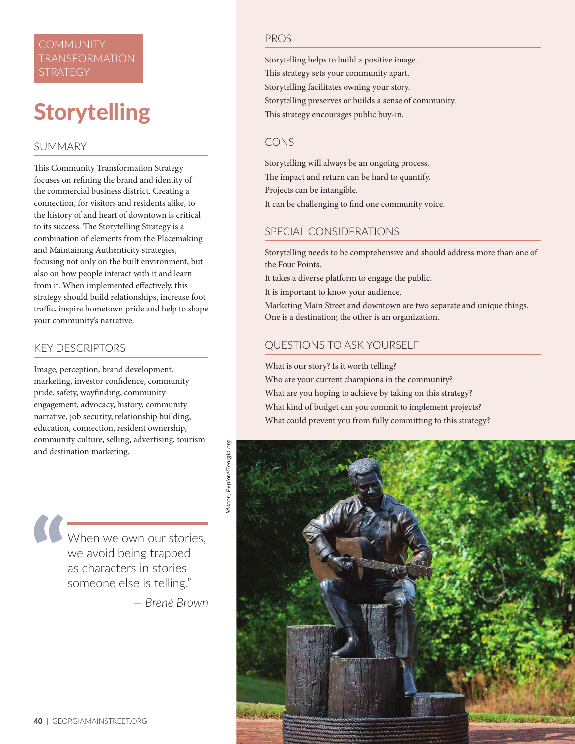COMMUNITY TRANSFORMATION STRATEGY

# Storytelling

## SUMMARY

This Community Transformation Strategy focuses on refining the brand and identity of the commercial business district. Creating a connection, for visitors and residents alike, to the history of and heart of downtown is critical to its success. The Storytelling Strategy is a combination of elements from the Placemaking and Maintaining Authenticity strategies, focusing not only on the built environment, but also on how people interact with it and learn from it. When implemented effectively, this strategy should build relationships, increase foot traffic, inspire hometown pride and help to shape your community's narrative.

## KEY DESCRIPTORS

Image, perception, brand development, marketing, investor confidence, community pride, safety, wayfinding, community engagement, advocacy, history, community narrative, job security, relationship building, education, connection, resident ownership, community culture, selling, advertising, tourism and destination marketing.

> "When we own our stories, we avoid being trapped as characters in stories someone else is telling."
>
> — *Brené Brown*

## PROS

Storytelling helps to build a positive image.
This strategy sets your community apart.
Storytelling facilitates owning your story.
Storytelling preserves or builds a sense of community.
This strategy encourages public buy-in.

## CONS

Storytelling will always be an ongoing process.
The impact and return can be hard to quantify.
Projects can be intangible.
It can be challenging to find one community voice.

## SPECIAL CONSIDERATIONS

Storytelling needs to be comprehensive and should address more than one of the Four Points.
It takes a diverse platform to engage the public.
It is important to know your audience.
Marketing Main Street and downtown are two separate and unique things. One is a destination; the other is an organization.

## QUESTIONS TO ASK YOURSELF

What is our story? Is it worth telling?
Who are your current champions in the community?
What are you hoping to achieve by taking on this strategy?
What kind of budget can you commit to implement projects?
What could prevent you from fully committing to this strategy?

*Macon, ExploreGeorgia.org*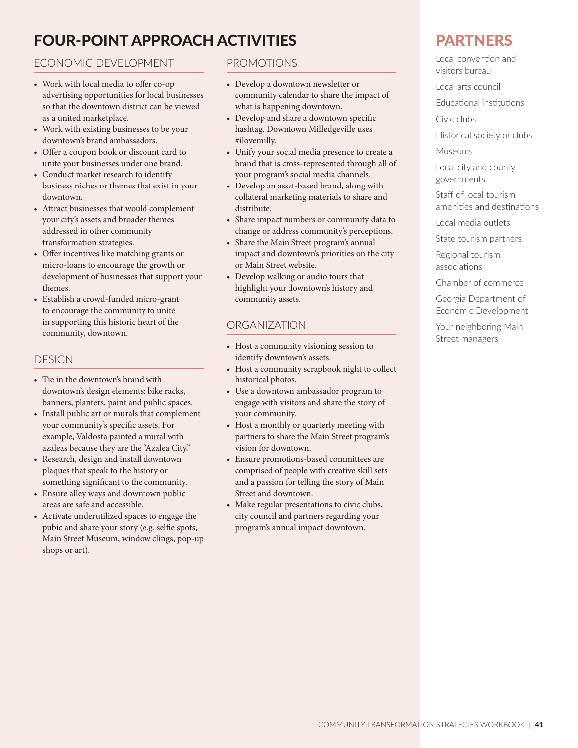# FOUR-POINT APPROACH ACTIVITIES

## ECONOMIC DEVELOPMENT

- Work with local media to offer co-op advertising opportunities for local businesses so that the downtown district can be viewed as a united marketplace.
- Work with existing businesses to be your downtown's brand ambassadors.
- Offer a coupon book or discount card to unite your businesses under one brand.
- Conduct market research to identify business niches or themes that exist in your downtown.
- Attract businesses that would complement your city's assets and broader themes addressed in other community transformation strategies.
- Offer incentives like matching grants or micro-loans to encourage the growth or development of businesses that support your themes.
- Establish a crowd-funded micro-grant to encourage the community to unite in supporting this historic heart of the community, downtown.

## DESIGN

- Tie in the downtown's brand with downtown's design elements: bike racks, banners, planters, paint and public spaces.
- Install public art or murals that complement your community's specific assets. For example, Valdosta painted a mural with azaleas because they are the "Azalea City."
- Research, design and install downtown plaques that speak to the history or something significant to the community.
- Ensure alley ways and downtown public areas are safe and accessible.
- Activate underutilized spaces to engage the pubic and share your story (e.g. selfie spots, Main Street Museum, window clings, pop-up shops or art).

## PROMOTIONS

- Develop a downtown newsletter or community calendar to share the impact of what is happening downtown.
- Develop and share a downtown specific hashtag. Downtown Milledgeville uses #ilovemilly.
- Unify your social media presence to create a brand that is cross-represented through all of your program's social media channels.
- Develop an asset-based brand, along with collateral marketing materials to share and distribute.
- Share impact numbers or community data to change or address community's perceptions.
- Share the Main Street program's annual impact and downtown's priorities on the city or Main Street website.
- Develop walking or audio tours that highlight your downtown's history and community assets.

## ORGANIZATION

- Host a community visioning session to identify downtown's assets.
- Host a community scrapbook night to collect historical photos.
- Use a downtown ambassador program to engage with visitors and share the story of your community.
- Host a monthly or quarterly meeting with partners to share the Main Street program's vision for downtown.
- Ensure promotions-based committees are comprised of people with creative skill sets and a passion for telling the story of Main Street and downtown.
- Make regular presentations to civic clubs, city council and partners regarding your program's annual impact downtown.

# PARTNERS

Local convention and visitors bureau

Local arts council

Educational institutions

Civic clubs

Historical society or clubs

Museums

Local city and county governments

Staff of local tourism amenities and destinations

Local media outlets

State tourism partners

Regional tourism associations

Chamber of commerce

Georgia Department of Economic Development

Your neighboring Main Street managers